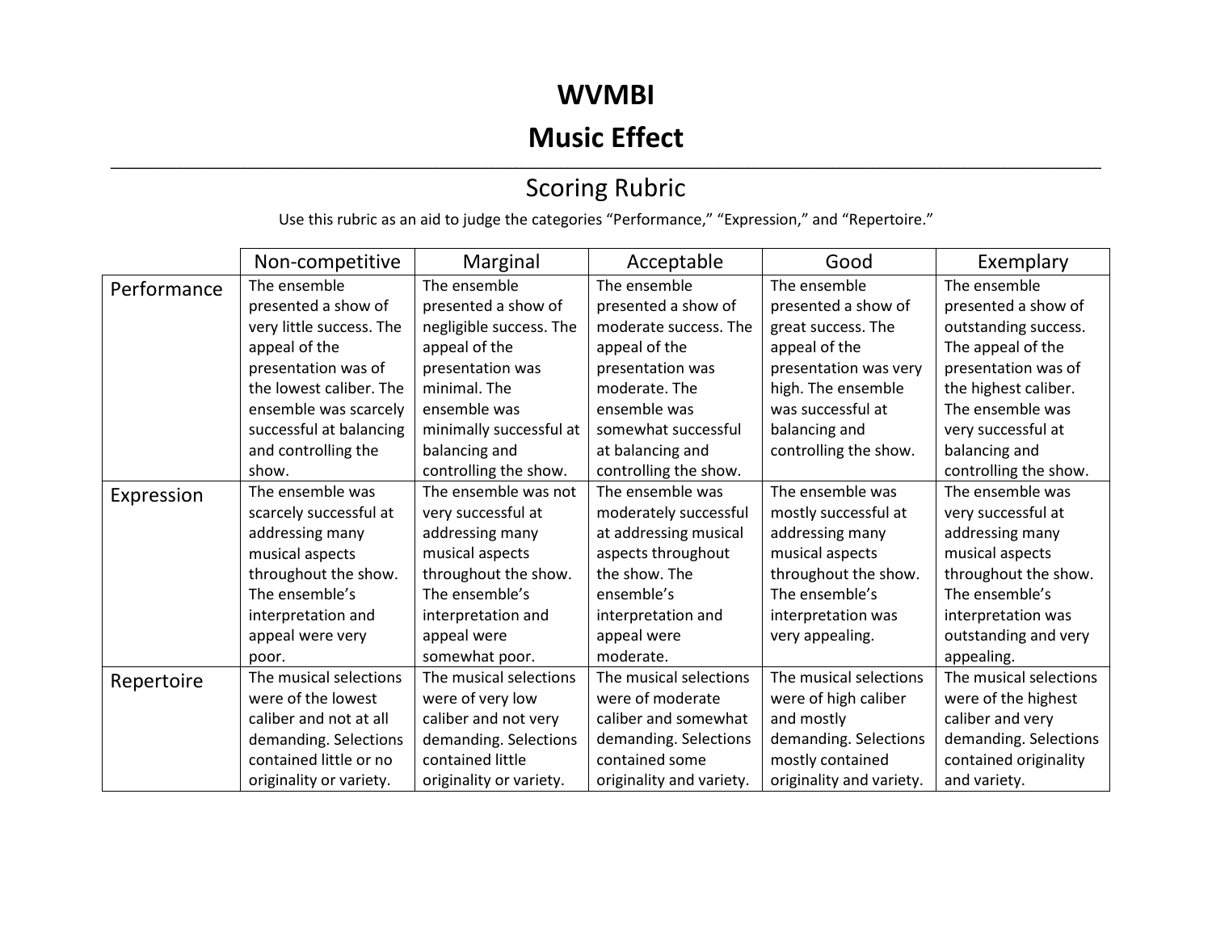# WVMBI

# Music Effect

## Scoring Rubric

Use this rubric as an aid to judge the categories "Performance," "Expression," and "Repertoire."

| | Non-competitive | Marginal | Acceptable | Good | Exemplary |
|---|---|---|---|---|---|
| Performance | The ensemble presented a show of very little success. The appeal of the presentation was of the lowest caliber. The ensemble was scarcely successful at balancing and controlling the show. | The ensemble presented a show of negligible success. The appeal of the presentation was minimal. The ensemble was minimally successful at balancing and controlling the show. | The ensemble presented a show of moderate success. The appeal of the presentation was moderate. The ensemble was somewhat successful at balancing and controlling the show. | The ensemble presented a show of great success. The appeal of the presentation was very high. The ensemble was successful at balancing and controlling the show. | The ensemble presented a show of outstanding success. The appeal of the presentation was of the highest caliber. The ensemble was very successful at balancing and controlling the show. |
| Expression | The ensemble was scarcely successful at addressing many musical aspects throughout the show. The ensemble's interpretation and appeal were very poor. | The ensemble was not very successful at addressing many musical aspects throughout the show. The ensemble's interpretation and appeal were somewhat poor. | The ensemble was moderately successful at addressing musical aspects throughout the show. The ensemble's interpretation and appeal were moderate. | The ensemble was mostly successful at addressing many musical aspects throughout the show. The ensemble's interpretation was very appealing. | The ensemble was very successful at addressing many musical aspects throughout the show. The ensemble's interpretation was outstanding and very appealing. |
| Repertoire | The musical selections were of the lowest caliber and not at all demanding. Selections contained little or no originality or variety. | The musical selections were of very low caliber and not very demanding. Selections contained little originality or variety. | The musical selections were of moderate caliber and somewhat demanding. Selections contained some originality and variety. | The musical selections were of high caliber and mostly demanding. Selections mostly contained originality and variety. | The musical selections were of the highest caliber and very demanding. Selections contained originality and variety. |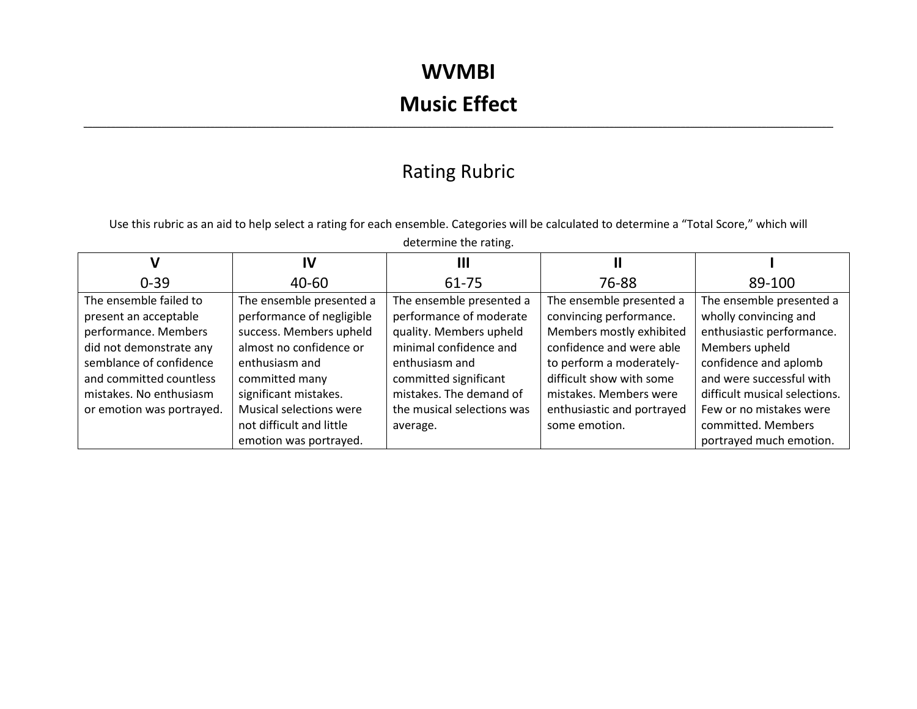# WVMBI

# Music Effect

## Rating Rubric

Use this rubric as an aid to help select a rating for each ensemble. Categories will be calculated to determine a "Total Score," which will determine the rating.

| V<br>0-39 | IV<br>40-60 | III<br>61-75 | II<br>76-88 | I<br>89-100 |
|---|---|---|---|---|
| The ensemble failed to present an acceptable performance. Members did not demonstrate any semblance of confidence and committed countless mistakes. No enthusiasm or emotion was portrayed. | The ensemble presented a performance of negligible success. Members upheld almost no confidence or enthusiasm and committed many significant mistakes. Musical selections were not difficult and little emotion was portrayed. | The ensemble presented a performance of moderate quality. Members upheld minimal confidence and enthusiasm and committed significant mistakes. The demand of the musical selections was average. | The ensemble presented a convincing performance. Members mostly exhibited confidence and were able to perform a moderately-difficult show with some mistakes. Members were enthusiastic and portrayed some emotion. | The ensemble presented a wholly convincing and enthusiastic performance. Members upheld confidence and aplomb and were successful with difficult musical selections. Few or no mistakes were committed. Members portrayed much emotion. |